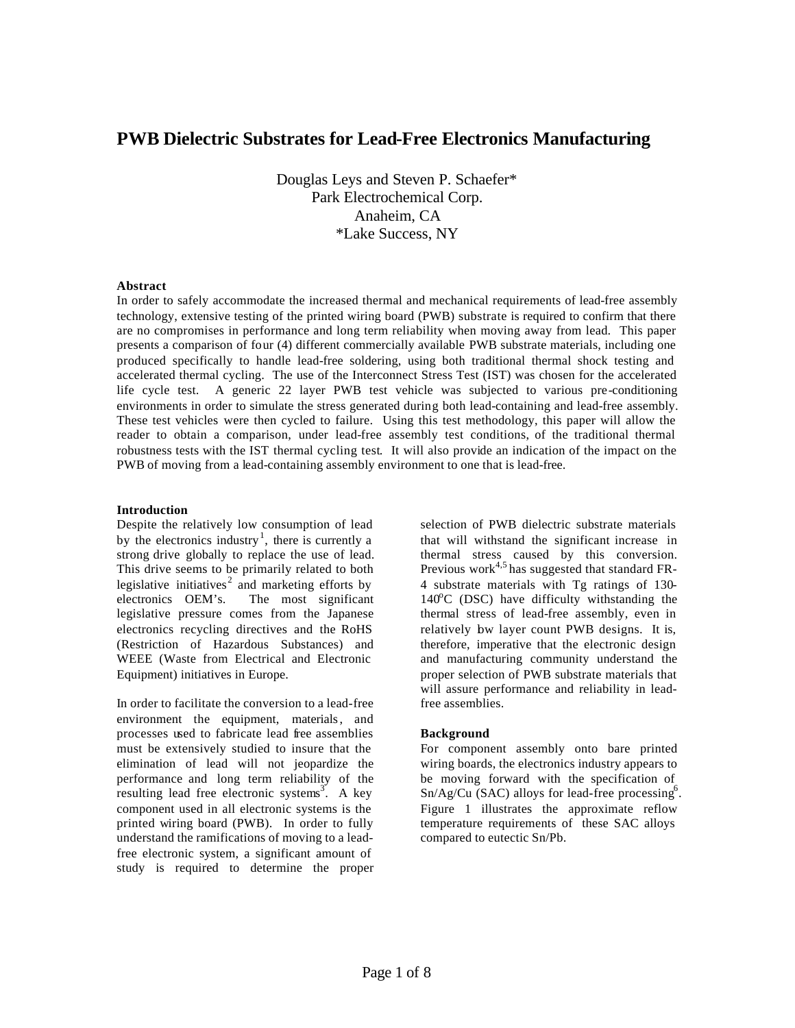# PWB Dielectric Substrates for Lead-Free Electronics Manufacturing

Douglas Leys and Steven P. Schaefer*
Park Electrochemical Corp.
Anaheim, CA
*Lake Success, NY

### Abstract

In order to safely accommodate the increased thermal and mechanical requirements of lead-free assembly technology, extensive testing of the printed wiring board (PWB) substrate is required to confirm that there are no compromises in performance and long term reliability when moving away from lead. This paper presents a comparison of four (4) different commercially available PWB substrate materials, including one produced specifically to handle lead-free soldering, using both traditional thermal shock testing and accelerated thermal cycling. The use of the Interconnect Stress Test (IST) was chosen for the accelerated life cycle test. A generic 22 layer PWB test vehicle was subjected to various pre-conditioning environments in order to simulate the stress generated during both lead-containing and lead-free assembly. These test vehicles were then cycled to failure. Using this test methodology, this paper will allow the reader to obtain a comparison, under lead-free assembly test conditions, of the traditional thermal robustness tests with the IST thermal cycling test. It will also provide an indication of the impact on the PWB of moving from a lead-containing assembly environment to one that is lead-free.

### Introduction

Despite the relatively low consumption of lead by the electronics industry[1], there is currently a strong drive globally to replace the use of lead. This drive seems to be primarily related to both legislative initiatives[2] and marketing efforts by electronics OEM's. The most significant legislative pressure comes from the Japanese electronics recycling directives and the RoHS (Restriction of Hazardous Substances) and WEEE (Waste from Electrical and Electronic Equipment) initiatives in Europe.

In order to facilitate the conversion to a lead-free environment the equipment, materials, and processes used to fabricate lead free assemblies must be extensively studied to insure that the elimination of lead will not jeopardize the performance and long term reliability of the resulting lead free electronic systems[3]. A key component used in all electronic systems is the printed wiring board (PWB). In order to fully understand the ramifications of moving to a lead-free electronic system, a significant amount of study is required to determine the proper selection of PWB dielectric substrate materials that will withstand the significant increase in thermal stress caused by this conversion. Previous work[4,5] has suggested that standard FR-4 substrate materials with Tg ratings of 130-140°C (DSC) have difficulty withstanding the thermal stress of lead-free assembly, even in relatively low layer count PWB designs. It is, therefore, imperative that the electronic design and manufacturing community understand the proper selection of PWB substrate materials that will assure performance and reliability in lead-free assemblies.

### Background

For component assembly onto bare printed wiring boards, the electronics industry appears to be moving forward with the specification of Sn/Ag/Cu (SAC) alloys for lead-free processing[6]. Figure 1 illustrates the approximate reflow temperature requirements of these SAC alloys compared to eutectic Sn/Pb.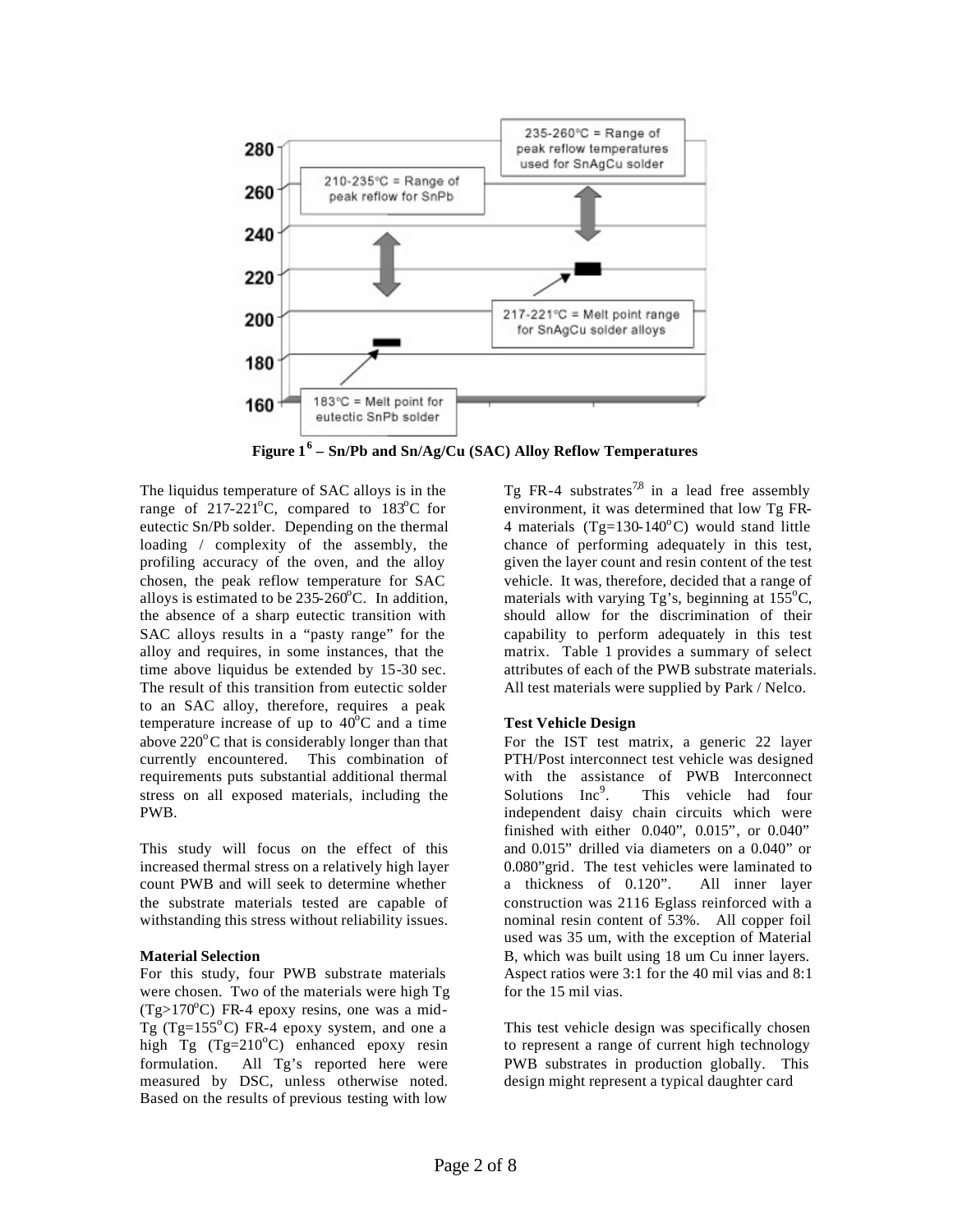Figure 1[6] – Sn/Pb and Sn/Ag/Cu (SAC) Alloy Reflow Temperatures

The liquidus temperature of SAC alloys is in the range of 217-221°C, compared to 183°C for eutectic Sn/Pb solder. Depending on the thermal loading / complexity of the assembly, the profiling accuracy of the oven, and the alloy chosen, the peak reflow temperature for SAC alloys is estimated to be 235-260°C. In addition, the absence of a sharp eutectic transition with SAC alloys results in a "pasty range" for the alloy and requires, in some instances, that the time above liquidus be extended by 15-30 sec. The result of this transition from eutectic solder to an SAC alloy, therefore, requires a peak temperature increase of up to 40°C and a time above 220°C that is considerably longer than that currently encountered. This combination of requirements puts substantial additional thermal stress on all exposed materials, including the PWB.

This study will focus on the effect of this increased thermal stress on a relatively high layer count PWB and will seek to determine whether the substrate materials tested are capable of withstanding this stress without reliability issues.

**Material Selection**

For this study, four PWB substrate materials were chosen. Two of the materials were high Tg (Tg>170°C) FR-4 epoxy resins, one was a mid-Tg (Tg=155°C) FR-4 epoxy system, and one a high Tg (Tg=210°C) enhanced epoxy resin formulation. All Tg's reported here were measured by DSC, unless otherwise noted. Based on the results of previous testing with low Tg FR-4 substrates[7,8] in a lead free assembly environment, it was determined that low Tg FR-4 materials (Tg=130-140°C) would stand little chance of performing adequately in this test, given the layer count and resin content of the test vehicle. It was, therefore, decided that a range of materials with varying Tg's, beginning at 155°C, should allow for the discrimination of their capability to perform adequately in this test matrix. Table 1 provides a summary of select attributes of each of the PWB substrate materials. All test materials were supplied by Park / Nelco.

**Test Vehicle Design**

For the IST test matrix, a generic 22 layer PTH/Post interconnect test vehicle was designed with the assistance of PWB Interconnect Solutions Inc[9]. This vehicle had four independent daisy chain circuits which were finished with either 0.040", 0.015", or 0.040" and 0.015" drilled via diameters on a 0.040" or 0.080" grid. The test vehicles were laminated to a thickness of 0.120". All inner layer construction was 2116 E-glass reinforced with a nominal resin content of 53%. All copper foil used was 35 um, with the exception of Material B, which was built using 18 um Cu inner layers. Aspect ratios were 3:1 for the 40 mil vias and 8:1 for the 15 mil vias.

This test vehicle design was specifically chosen to represent a range of current high technology PWB substrates in production globally. This design might represent a typical daughter card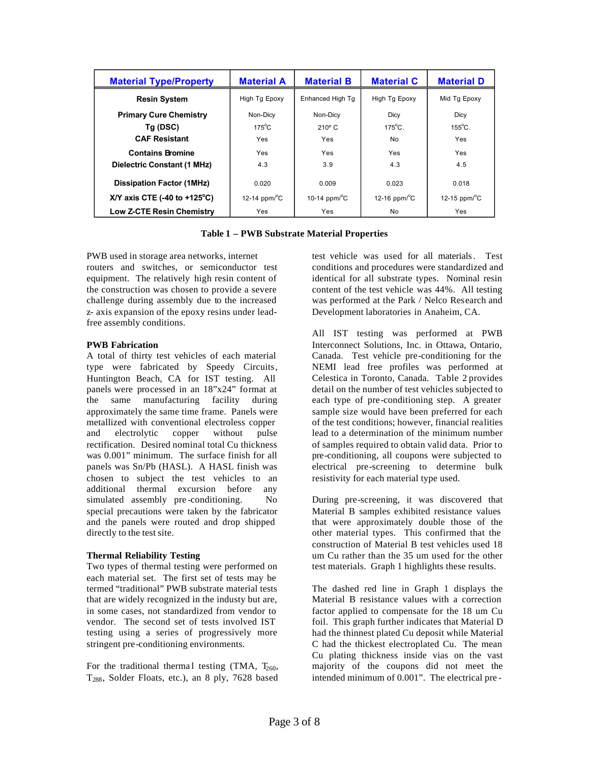| Material Type/Property | Material A | Material B | Material C | Material D |
|---|---|---|---|---|
| **Resin System** | High Tg Epoxy | Enhanced High Tg | High Tg Epoxy | Mid Tg Epoxy |
| **Primary Cure Chemistry** | Non-Dicy | Non-Dicy | Dicy | Dicy |
| **Tg (DSC)** | 175°C | 210° C | 175°C. | 155°C. |
| **CAF Resistant** | Yes | Yes | No | Yes |
| **Contains Bromine** | Yes | Yes | Yes | Yes |
| **Dielectric Constant (1 MHz)** | 4.3 | 3.9 | 4.3 | 4.5 |
| **Dissipation Factor (1MHz)** | 0.020 | 0.009 | 0.023 | 0.018 |
| **X/Y axis CTE (-40 to +125°C)** | 12-14 ppm/°C | 10-14 ppm/°C | 12-16 ppm/°C | 12-15 ppm/°C |
| **Low Z-CTE Resin Chemistry** | Yes | Yes | No | Yes |

**Table 1 – PWB Substrate Material Properties**

PWB used in storage area networks, internet routers and switches, or semiconductor test equipment. The relatively high resin content of the construction was chosen to provide a severe challenge during assembly due to the increased z- axis expansion of the epoxy resins under lead-free assembly conditions.

**PWB Fabrication**

A total of thirty test vehicles of each material type were fabricated by Speedy Circuits, Huntington Beach, CA for IST testing. All panels were processed in an 18"x24" format at the same manufacturing facility during approximately the same time frame. Panels were metallized with conventional electroless copper and electrolytic copper without pulse rectification. Desired nominal total Cu thickness was 0.001" minimum. The surface finish for all panels was Sn/Pb (HASL). A HASL finish was chosen to subject the test vehicles to an additional thermal excursion before any simulated assembly pre-conditioning. No special precautions were taken by the fabricator and the panels were routed and drop shipped directly to the test site.

**Thermal Reliability Testing**

Two types of thermal testing were performed on each material set. The first set of tests may be termed "traditional" PWB substrate material tests that are widely recognized in the industy but are, in some cases, not standardized from vendor to vendor. The second set of tests involved IST testing using a series of progressively more stringent pre-conditioning environments.

For the traditional thermal testing (TMA, $T_{260}$, $T_{288}$, Solder Floats, etc.), an 8 ply, 7628 based test vehicle was used for all materials. Test conditions and procedures were standardized and identical for all substrate types. Nominal resin content of the test vehicle was 44%. All testing was performed at the Park / Nelco Research and Development laboratories in Anaheim, CA.

All IST testing was performed at PWB Interconnect Solutions, Inc. in Ottawa, Ontario, Canada. Test vehicle pre-conditioning for the NEMI lead free profiles was performed at Celestica in Toronto, Canada. Table 2 provides detail on the number of test vehicles subjected to each type of pre-conditioning step. A greater sample size would have been preferred for each of the test conditions; however, financial realities lead to a determination of the minimum number of samples required to obtain valid data. Prior to pre-conditioning, all coupons were subjected to electrical pre-screening to determine bulk resistivity for each material type used.

During pre-screening, it was discovered that Material B samples exhibited resistance values that were approximately double those of the other material types. This confirmed that the construction of Material B test vehicles used 18 um Cu rather than the 35 um used for the other test materials. Graph 1 highlights these results.

The dashed red line in Graph 1 displays the Material B resistance values with a correction factor applied to compensate for the 18 um Cu foil. This graph further indicates that Material D had the thinnest plated Cu deposit while Material C had the thickest electroplated Cu. The mean Cu plating thickness inside vias on the vast majority of the coupons did not meet the intended minimum of 0.001". The electrical pre-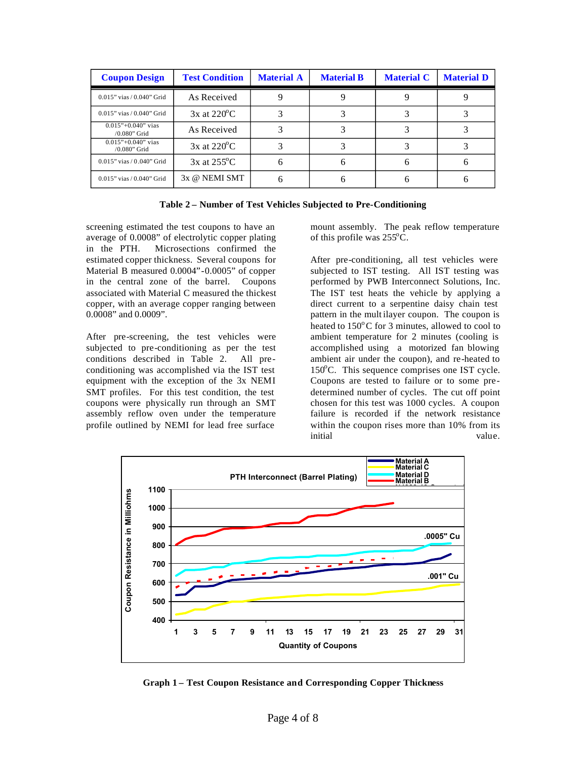| Coupon Design | Test Condition | Material A | Material B | Material C | Material D |
|---|---|---|---|---|---|
| 0.015" vias / 0.040" Grid | As Received | 9 | 9 | 9 | 9 |
| 0.015" vias / 0.040" Grid | 3x at 220°C | 3 | 3 | 3 | 3 |
| 0.015"+0.040" vias /0.080" Grid | As Received | 3 | 3 | 3 | 3 |
| 0.015"+0.040" vias /0.080" Grid | 3x at 220°C | 3 | 3 | 3 | 3 |
| 0.015" vias / 0.040" Grid | 3x at 255°C | 6 | 6 | 6 | 6 |
| 0.015" vias / 0.040" Grid | 3x @ NEMI SMT | 6 | 6 | 6 | 6 |

**Table 2 – Number of Test Vehicles Subjected to Pre-Conditioning**

screening estimated the test coupons to have an average of 0.0008" of electrolytic copper plating in the PTH. Microsections confirmed the estimated copper thickness. Several coupons for Material B measured 0.0004"-0.0005" of copper in the central zone of the barrel. Coupons associated with Material C measured the thickest copper, with an average copper ranging between 0.0008" and 0.0009".

After pre-screening, the test vehicles were subjected to pre-conditioning as per the test conditions described in Table 2. All pre-conditioning was accomplished via the IST test equipment with the exception of the 3x NEMI SMT profiles. For this test condition, the test coupons were physically run through an SMT assembly reflow oven under the temperature profile outlined by NEMI for lead free surface mount assembly. The peak reflow temperature of this profile was 255°C.

After pre-conditioning, all test vehicles were subjected to IST testing. All IST testing was performed by PWB Interconnect Solutions, Inc. The IST test heats the vehicle by applying a direct current to a serpentine daisy chain test pattern in the multilayer coupon. The coupon is heated to 150°C for 3 minutes, allowed to cool to ambient temperature for 2 minutes (cooling is accomplished using a motorized fan blowing ambient air under the coupon), and re-heated to 150°C. This sequence comprises one IST cycle. Coupons are tested to failure or to some pre-determined number of cycles. The cut off point chosen for this test was 1000 cycles. A coupon failure is recorded if the network resistance within the coupon rises more than 10% from its initial value.

**Graph 1 – Test Coupon Resistance and Corresponding Copper Thickness**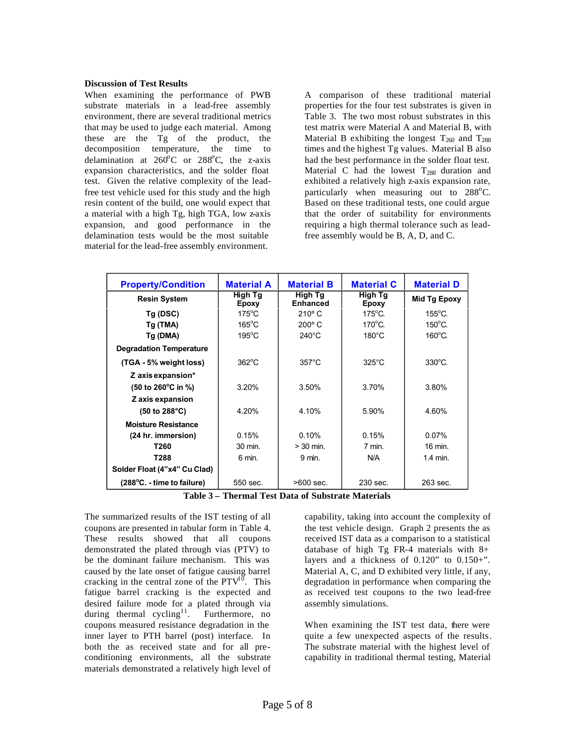**Discussion of Test Results**

When examining the performance of PWB substrate materials in a lead-free assembly environment, there are several traditional metrics that may be used to judge each material. Among these are the Tg of the product, the decomposition temperature, the time to delamination at 260°C or 288°C, the z-axis expansion characteristics, and the solder float test. Given the relative complexity of the lead-free test vehicle used for this study and the high resin content of the build, one would expect that a material with a high Tg, high TGA, low z-axis expansion, and good performance in the delamination tests would be the most suitable material for the lead-free assembly environment.

A comparison of these traditional material properties for the four test substrates is given in Table 3. The two most robust substrates in this test matrix were Material A and Material B, with Material B exhibiting the longest $T_{260}$ and $T_{288}$ times and the highest Tg values. Material B also had the best performance in the solder float test. Material C had the lowest $T_{288}$ duration and exhibited a relatively high z-axis expansion rate, particularly when measuring out to 288°C. Based on these traditional tests, one could argue that the order of suitability for environments requiring a high thermal tolerance such as lead-free assembly would be B, A, D, and C.

| Property/Condition | Material A | Material B | Material C | Material D |
|---|---|---|---|---|
| Resin System | High Tg Epoxy | High Tg Enhanced | High Tg Epoxy | Mid Tg Epoxy |
| Tg (DSC) | 175°C | 210° C | 175°C. | 155°C. |
| Tg (TMA) | 165°C | 200° C | 170°C. | 150°C. |
| Tg (DMA) | 195°C | 240°C | 180°C | 160°C. |
| Degradation Temperature (TGA - 5% weight loss) | 362°C | 357°C | 325°C | 330°C. |
| Z axis expansion* (50 to 260°C in %) | 3.20% | 3.50% | 3.70% | 3.80% |
| Z axis expansion (50 to 288°C) | 4.20% | 4.10% | 5.90% | 4.60% |
| Moisture Resistance (24 hr. immersion) | 0.15% | 0.10% | 0.15% | 0.07% |
| T260 | 30 min. | > 30 min. | 7 min. | 16 min. |
| T288 | 6 min. | 9 min. | N/A | 1.4 min. |
| Solder Float (4"x4" Cu Clad) (288°C. - time to failure) | 550 sec. | >600 sec. | 230 sec. | 263 sec. |

**Table 3 – Thermal Test Data of Substrate Materials**

The summarized results of the IST testing of all coupons are presented in tabular form in Table 4. These results showed that all coupons demonstrated the plated through vias (PTV) to be the dominant failure mechanism. This was caused by the late onset of fatigue causing barrel cracking in the central zone of the PTV[10]. This fatigue barrel cracking is the expected and desired failure mode for a plated through via during thermal cycling[11]. Furthermore, no coupons measured resistance degradation in the inner layer to PTH barrel (post) interface. In both the as received state and for all pre-conditioning environments, all the substrate materials demonstrated a relatively high level of capability, taking into account the complexity of the test vehicle design. Graph 2 presents the as received IST data as a comparison to a statistical database of high Tg FR-4 materials with 8+ layers and a thickness of 0.120" to 0.150+". Material A, C, and D exhibited very little, if any, degradation in performance when comparing the as received test coupons to the two lead-free assembly simulations.

When examining the IST test data, there were quite a few unexpected aspects of the results. The substrate material with the highest level of capability in traditional thermal testing, Material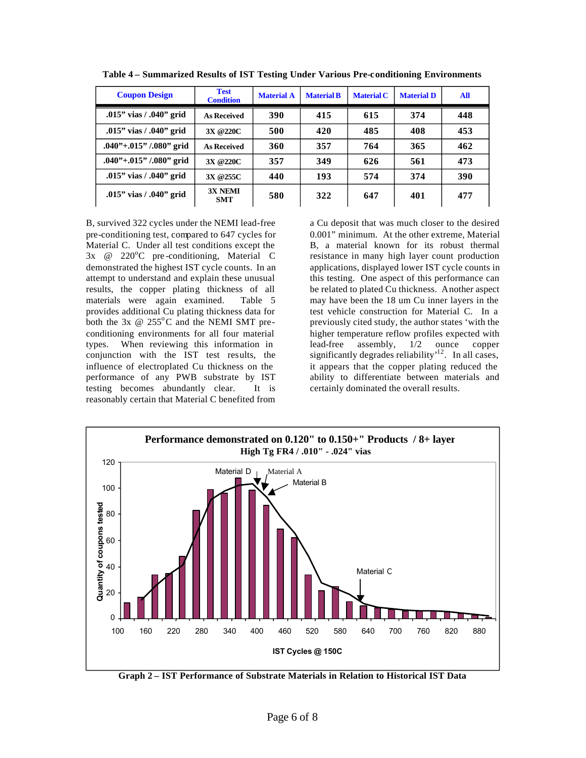**Table 4 – Summarized Results of IST Testing Under Various Pre-conditioning Environments**

| Coupon Design | Test Condition | Material A | Material B | Material C | Material D | All |
|---|---|---|---|---|---|---|
| .015" vias / .040" grid | As Received | 390 | 415 | 615 | 374 | 448 |
| .015" vias / .040" grid | 3X @220C | 500 | 420 | 485 | 408 | 453 |
| .040"+.015" /.080" grid | As Received | 360 | 357 | 764 | 365 | 462 |
| .040"+.015" /.080" grid | 3X @220C | 357 | 349 | 626 | 561 | 473 |
| .015" vias / .040" grid | 3X @255C | 440 | 193 | 574 | 374 | 390 |
| .015" vias / .040" grid | 3X NEMI SMT | 580 | 322 | 647 | 401 | 477 |

B, survived 322 cycles under the NEMI lead-free pre-conditioning test, compared to 647 cycles for Material C. Under all test conditions except the 3x @ 220°C pre-conditioning, Material C demonstrated the highest IST cycle counts. In an attempt to understand and explain these unusual results, the copper plating thickness of all materials were again examined. Table 5 provides additional Cu plating thickness data for both the 3x @ 255°C and the NEMI SMT pre-conditioning environments for all four material types. When reviewing this information in conjunction with the IST test results, the influence of electroplated Cu thickness on the performance of any PWB substrate by IST testing becomes abundantly clear. It is reasonably certain that Material C benefited from a Cu deposit that was much closer to the desired 0.001" minimum. At the other extreme, Material B, a material known for its robust thermal resistance in many high layer count production applications, displayed lower IST cycle counts in this testing. One aspect of this performance can be related to plated Cu thickness. Another aspect may have been the 18 um Cu inner layers in the test vehicle construction for Material C. In a previously cited study, the author states 'with the higher temperature reflow profiles expected with lead-free assembly, 1/2 ounce copper significantly degrades reliability'[12]. In all cases, it appears that the copper plating reduced the ability to differentiate between materials and certainly dominated the overall results.

**Graph 2 – IST Performance of Substrate Materials in Relation to Historical IST Data**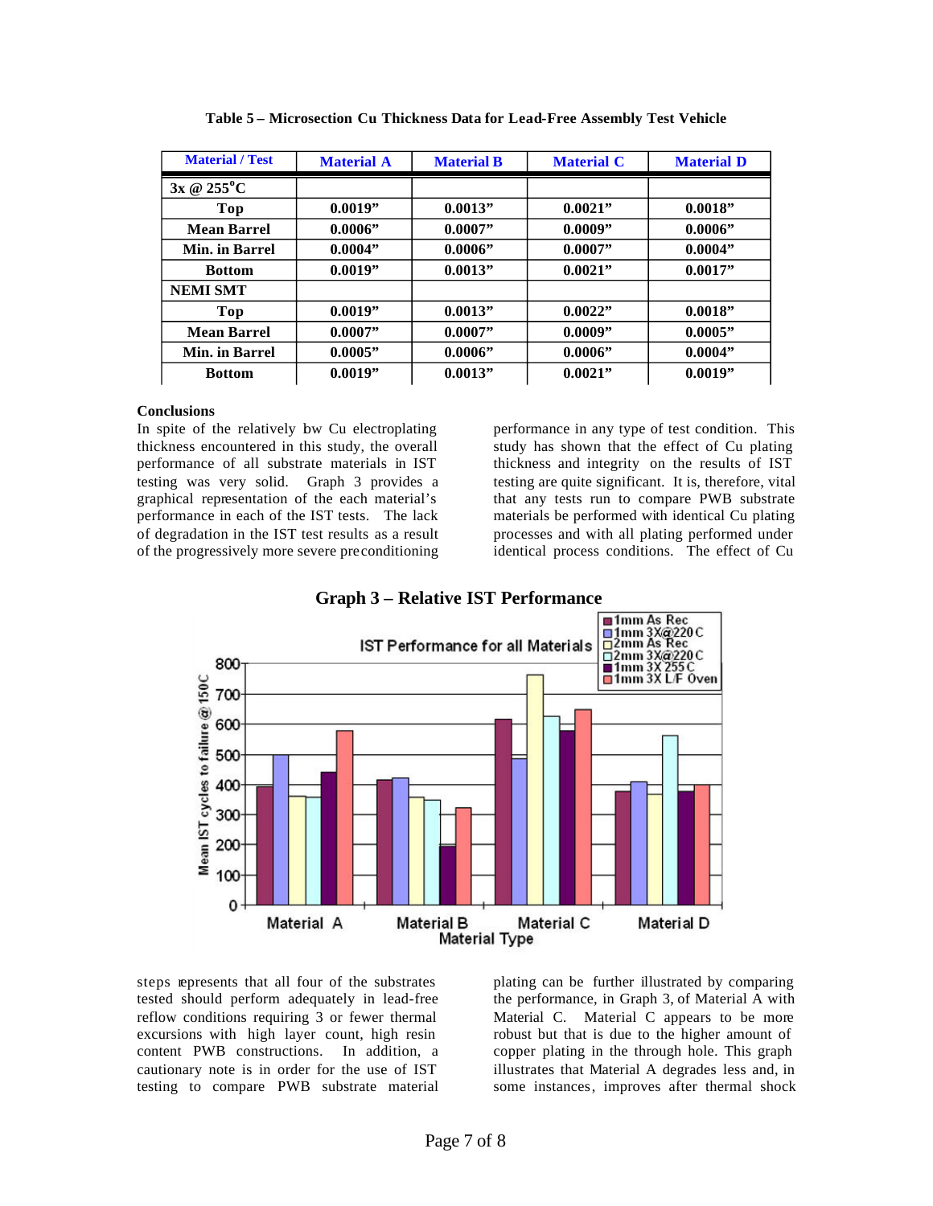**Table 5 – Microsection Cu Thickness Data for Lead-Free Assembly Test Vehicle**

| Material / Test | Material A | Material B | Material C | Material D |
|---|---|---|---|---|
| 3x @ 255°C | | | | |
| Top | 0.0019" | 0.0013" | 0.0021" | 0.0018" |
| Mean Barrel | 0.0006" | 0.0007" | 0.0009" | 0.0006" |
| Min. in Barrel | 0.0004" | 0.0006" | 0.0007" | 0.0004" |
| Bottom | 0.0019" | 0.0013" | 0.0021" | 0.0017" |
| NEMI SMT | | | | |
| Top | 0.0019" | 0.0013" | 0.0022" | 0.0018" |
| Mean Barrel | 0.0007" | 0.0007" | 0.0009" | 0.0005" |
| Min. in Barrel | 0.0005" | 0.0006" | 0.0006" | 0.0004" |
| Bottom | 0.0019" | 0.0013" | 0.0021" | 0.0019" |

**Conclusions**

In spite of the relatively low Cu electroplating thickness encountered in this study, the overall performance of all substrate materials in IST testing was very solid. Graph 3 provides a graphical representation of the each material's performance in each of the IST tests. The lack of degradation in the IST test results as a result of the progressively more severe preconditioning steps represents that all four of the substrates tested should perform adequately in lead-free reflow conditions requiring 3 or fewer thermal excursions with high layer count, high resin content PWB constructions. In addition, a cautionary note is in order for the use of IST testing to compare PWB substrate material performance in any type of test condition. This study has shown that the effect of Cu plating thickness and integrity on the results of IST testing are quite significant. It is, therefore, vital that any tests run to compare PWB substrate materials be performed with identical Cu plating processes and with all plating performed under identical process conditions. The effect of Cu plating can be further illustrated by comparing the performance, in Graph 3, of Material A with Material C. Material C appears to be more robust but that is due to the higher amount of copper plating in the through hole. This graph illustrates that Material A degrades less and, in some instances, improves after thermal shock

**Graph 3 – Relative IST Performance**

IST Performance for all Materials

| Material Type | 1mm As Rec | 1mm 3X@220C | 2mm As Rec | 2mm 3X@220C | 1mm 3X 255C | 1mm 3X L/F Oven |
|---|---|---|---|---|---|---|
| Material A | ~390 | ~500 | ~360 | ~355 | ~440 | ~580 |
| Material B | ~415 | ~420 | ~355 | ~350 | ~195 | ~320 |
| Material C | ~615 | ~485 | ~760 | ~625 | ~580 | ~650 |
| Material D | ~375 | ~410 | ~365 | ~560 | ~375 | ~395 |

Y-axis: Mean IST cycles to failure @ 150C; X-axis: Material Type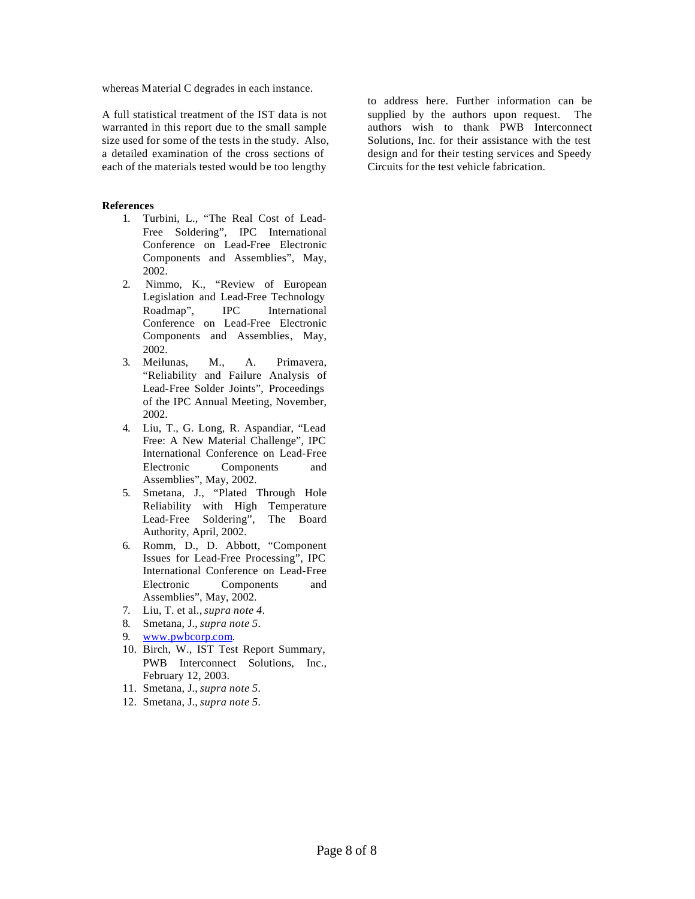whereas Material C degrades in each instance.

A full statistical treatment of the IST data is not warranted in this report due to the small sample size used for some of the tests in the study. Also, a detailed examination of the cross sections of each of the materials tested would be too lengthy to address here. Further information can be supplied by the authors upon request. The authors wish to thank PWB Interconnect Solutions, Inc. for their assistance with the test design and for their testing services and Speedy Circuits for the test vehicle fabrication.

**References**

1. Turbini, L., "The Real Cost of Lead-Free Soldering", IPC International Conference on Lead-Free Electronic Components and Assemblies", May, 2002.
2. Nimmo, K., "Review of European Legislation and Lead-Free Technology Roadmap", IPC International Conference on Lead-Free Electronic Components and Assemblies, May, 2002.
3. Meilunas, M., A. Primavera, "Reliability and Failure Analysis of Lead-Free Solder Joints", Proceedings of the IPC Annual Meeting, November, 2002.
4. Liu, T., G. Long, R. Aspandiar, "Lead Free: A New Material Challenge", IPC International Conference on Lead-Free Electronic Components and Assemblies", May, 2002.
5. Smetana, J., "Plated Through Hole Reliability with High Temperature Lead-Free Soldering", The Board Authority, April, 2002.
6. Romm, D., D. Abbott, "Component Issues for Lead-Free Processing", IPC International Conference on Lead-Free Electronic Components and Assemblies", May, 2002.
7. Liu, T. et al., *supra note 4*.
8. Smetana, J., *supra note 5*.
9. www.pwbcorp.com.
10. Birch, W., IST Test Report Summary, PWB Interconnect Solutions, Inc., February 12, 2003.
11. Smetana, J., *supra note 5*.
12. Smetana, J., *supra note 5*.